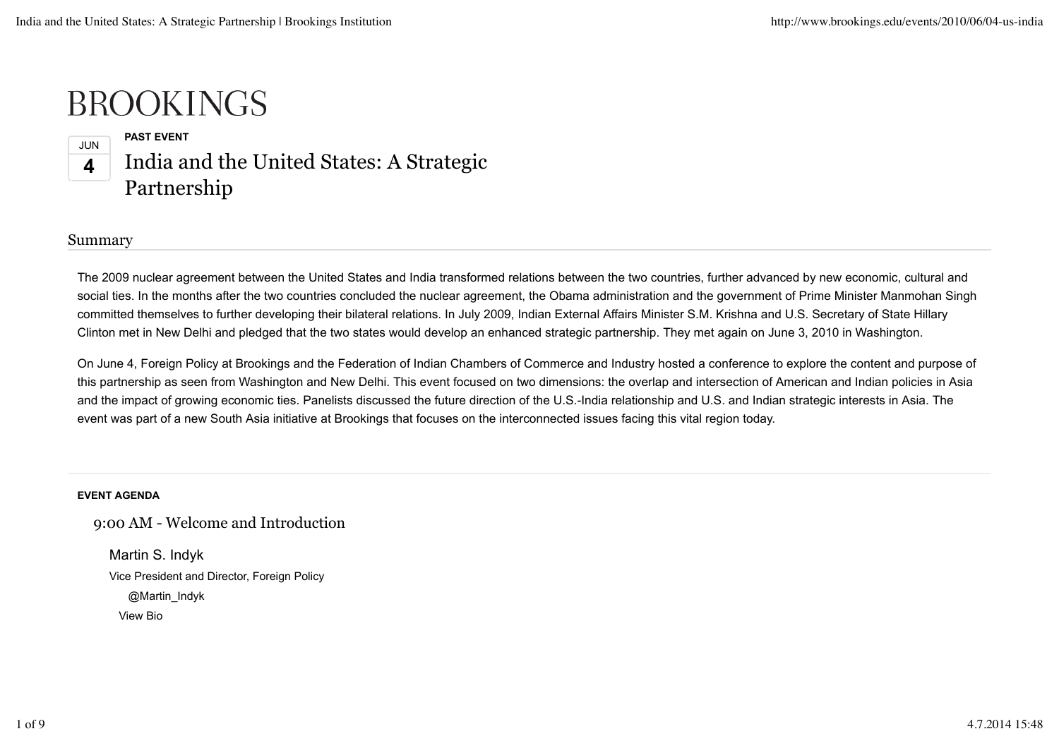# BROOKINGS

JUN
**4**

**PAST EVENT**

## India and the United States: A Strategic Partnership

### Summary

The 2009 nuclear agreement between the United States and India transformed relations between the two countries, further advanced by new economic, cultural and social ties. In the months after the two countries concluded the nuclear agreement, the Obama administration and the government of Prime Minister Manmohan Singh committed themselves to further developing their bilateral relations. In July 2009, Indian External Affairs Minister S.M. Krishna and U.S. Secretary of State Hillary Clinton met in New Delhi and pledged that the two states would develop an enhanced strategic partnership. They met again on June 3, 2010 in Washington.

On June 4, Foreign Policy at Brookings and the Federation of Indian Chambers of Commerce and Industry hosted a conference to explore the content and purpose of this partnership as seen from Washington and New Delhi. This event focused on two dimensions: the overlap and intersection of American and Indian policies in Asia and the impact of growing economic ties. Panelists discussed the future direction of the U.S.-India relationship and U.S. and Indian strategic interests in Asia. The event was part of a new South Asia initiative at Brookings that focuses on the interconnected issues facing this vital region today.

**EVENT AGENDA**

### 9:00 AM - Welcome and Introduction

Martin S. Indyk
Vice President and Director, Foreign Policy
@Martin_Indyk
View Bio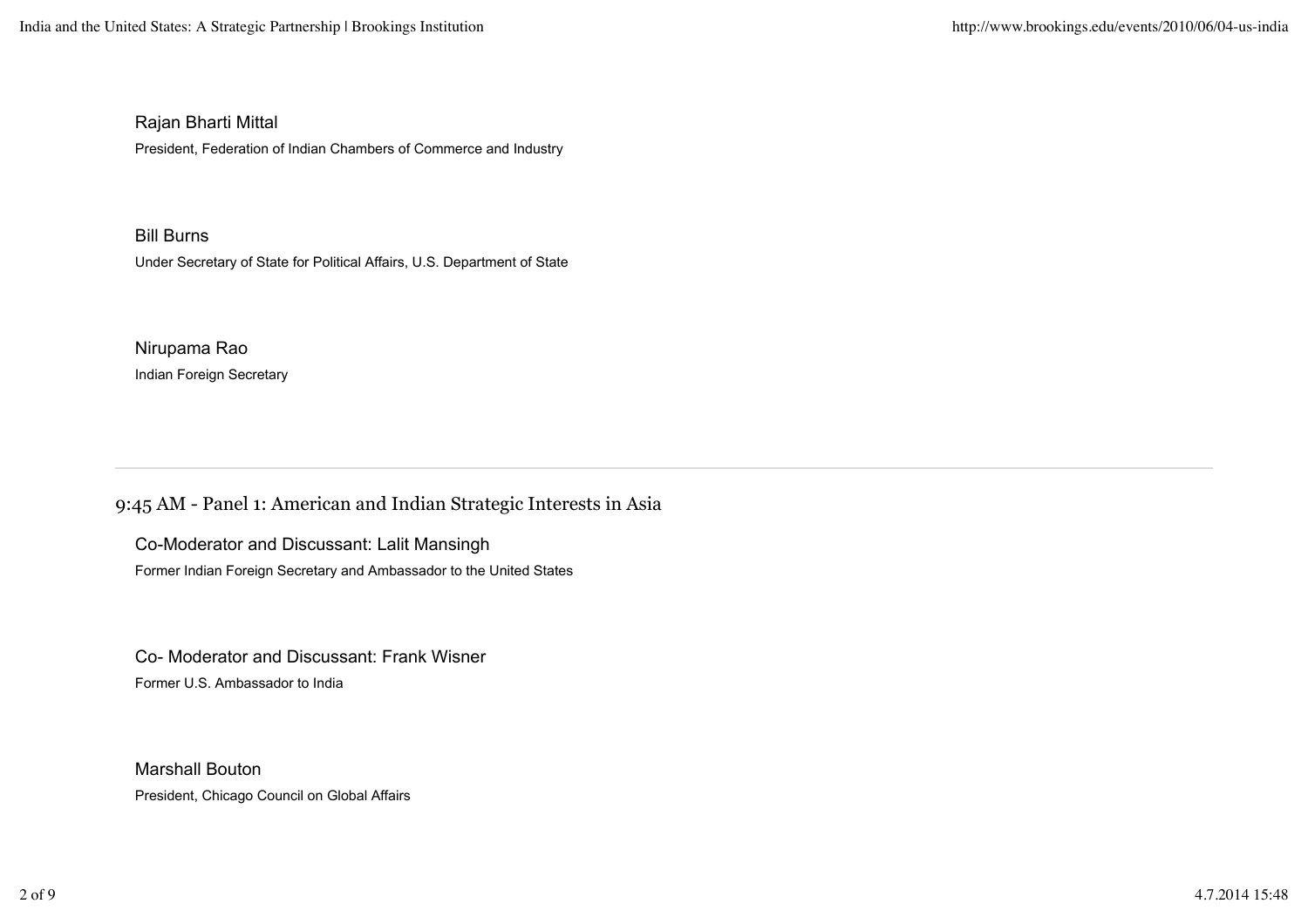Rajan Bharti Mittal

President, Federation of Indian Chambers of Commerce and Industry

Bill Burns

Under Secretary of State for Political Affairs, U.S. Department of State

Nirupama Rao

Indian Foreign Secretary

---

## 9:45 AM - Panel 1: American and Indian Strategic Interests in Asia

Co-Moderator and Discussant: Lalit Mansingh

Former Indian Foreign Secretary and Ambassador to the United States

Co- Moderator and Discussant: Frank Wisner

Former U.S. Ambassador to India

Marshall Bouton

President, Chicago Council on Global Affairs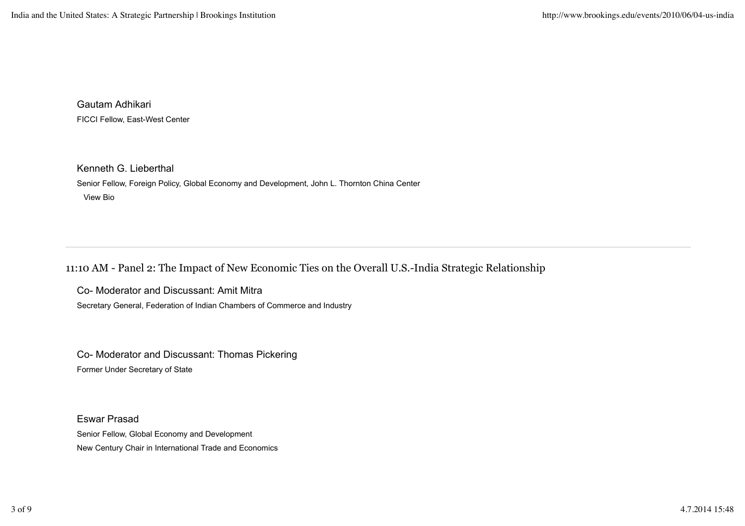Gautam Adhikari

FICCI Fellow, East-West Center

Kenneth G. Lieberthal

Senior Fellow, Foreign Policy, Global Economy and Development, John L. Thornton China Center

View Bio

---

## 11:10 AM - Panel 2: The Impact of New Economic Ties on the Overall U.S.-India Strategic Relationship

Co- Moderator and Discussant: Amit Mitra

Secretary General, Federation of Indian Chambers of Commerce and Industry

Co- Moderator and Discussant: Thomas Pickering

Former Under Secretary of State

Eswar Prasad

Senior Fellow, Global Economy and Development

New Century Chair in International Trade and Economics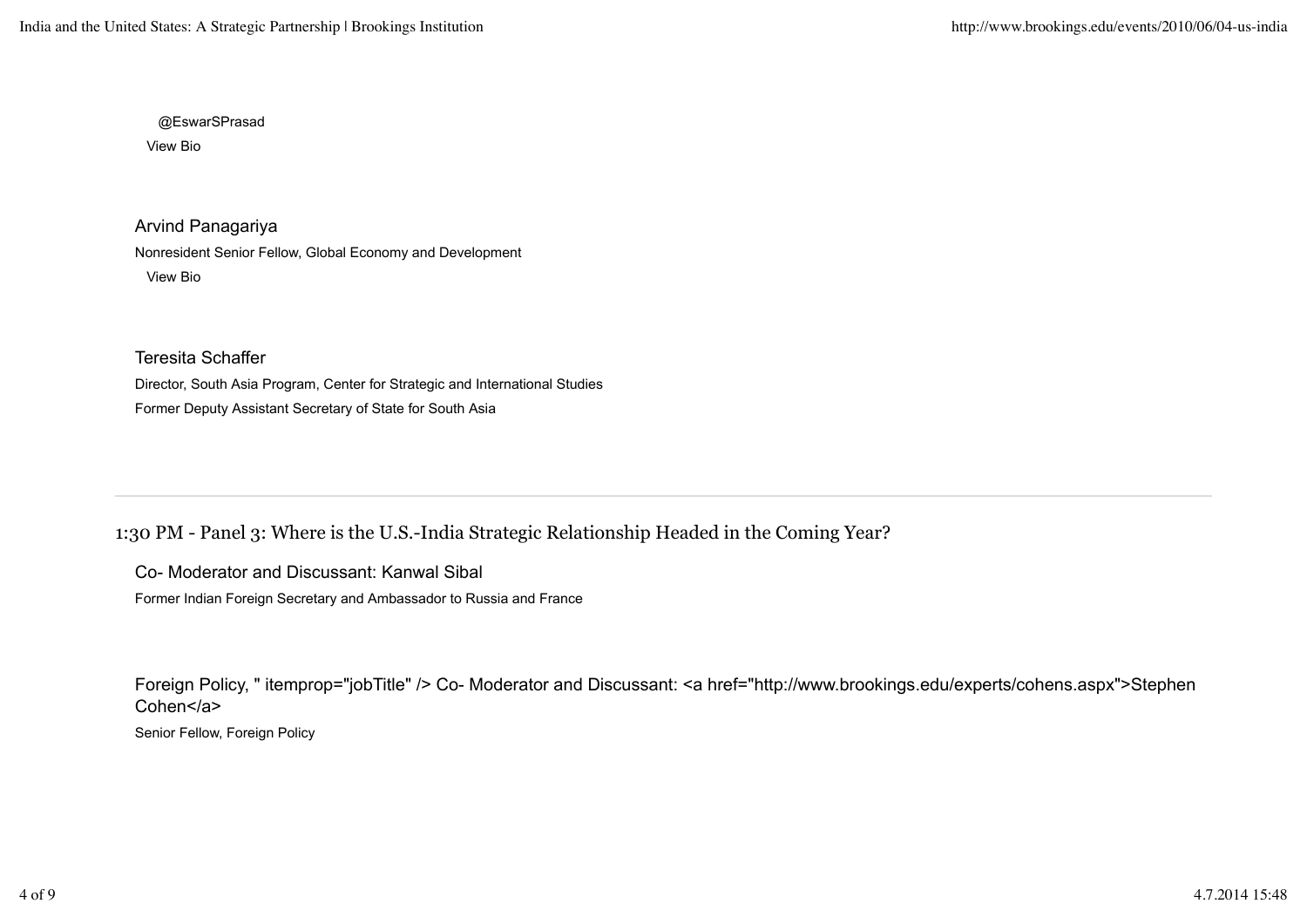@EswarSPrasad

View Bio

Arvind Panagariya

Nonresident Senior Fellow, Global Economy and Development

View Bio

Teresita Schaffer

Director, South Asia Program, Center for Strategic and International Studies

Former Deputy Assistant Secretary of State for South Asia

---

## 1:30 PM - Panel 3: Where is the U.S.-India Strategic Relationship Headed in the Coming Year?

Co- Moderator and Discussant: Kanwal Sibal

Former Indian Foreign Secretary and Ambassador to Russia and France

Foreign Policy, " itemprop="jobTitle" /> Co- Moderator and Discussant: <a href="http://www.brookings.edu/experts/cohens.aspx">Stephen Cohen</a>

Senior Fellow, Foreign Policy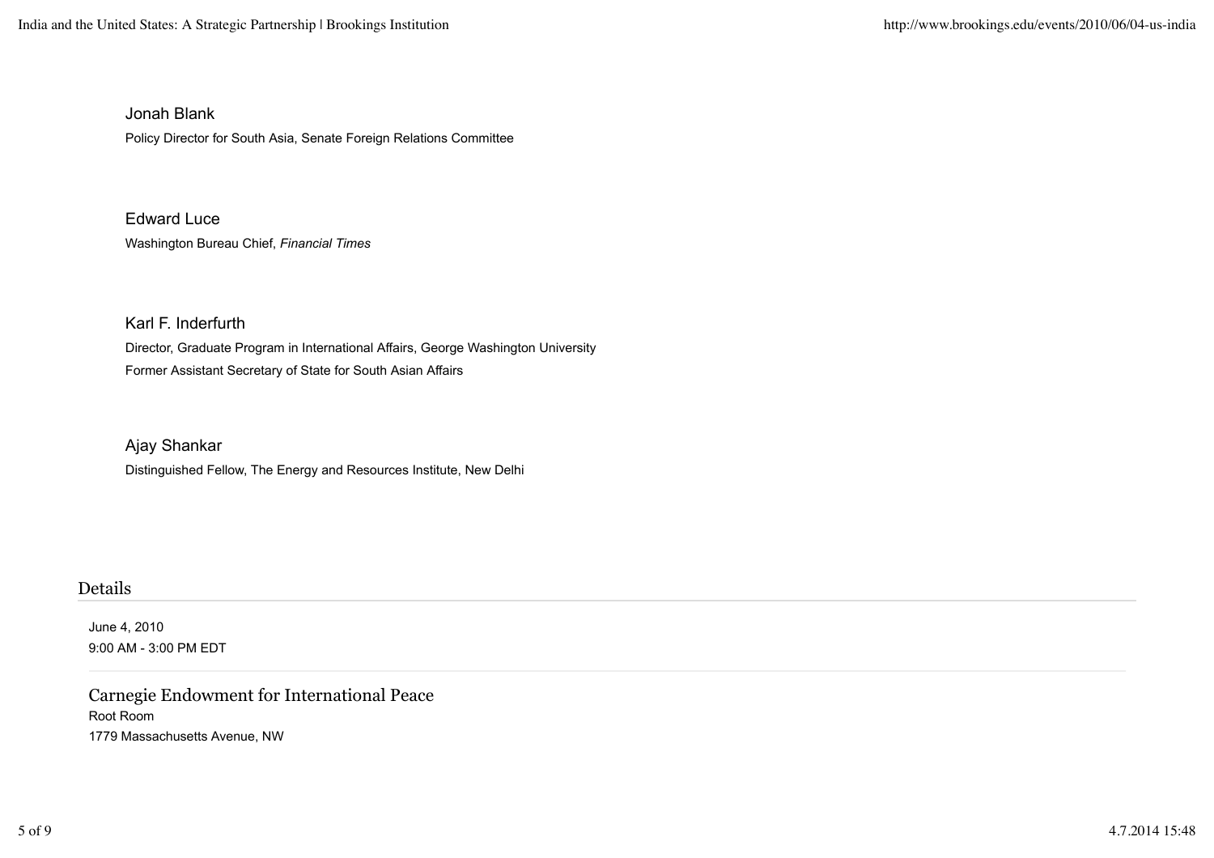Jonah Blank

Policy Director for South Asia, Senate Foreign Relations Committee

Edward Luce

Washington Bureau Chief, *Financial Times*

Karl F. Inderfurth

Director, Graduate Program in International Affairs, George Washington University

Former Assistant Secretary of State for South Asian Affairs

Ajay Shankar

Distinguished Fellow, The Energy and Resources Institute, New Delhi

## Details

June 4, 2010

9:00 AM - 3:00 PM EDT

### Carnegie Endowment for International Peace

Root Room

1779 Massachusetts Avenue, NW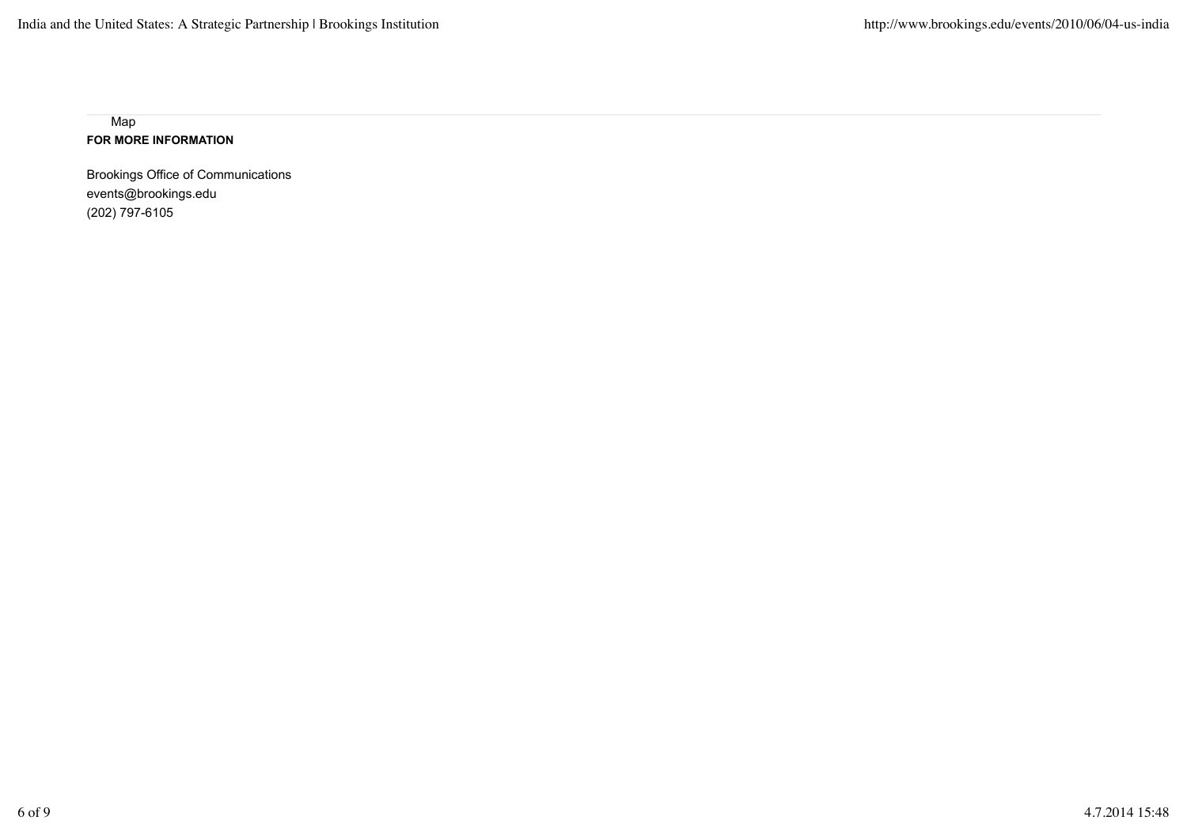Map

**FOR MORE INFORMATION**

Brookings Office of Communications
events@brookings.edu
(202) 797-6105